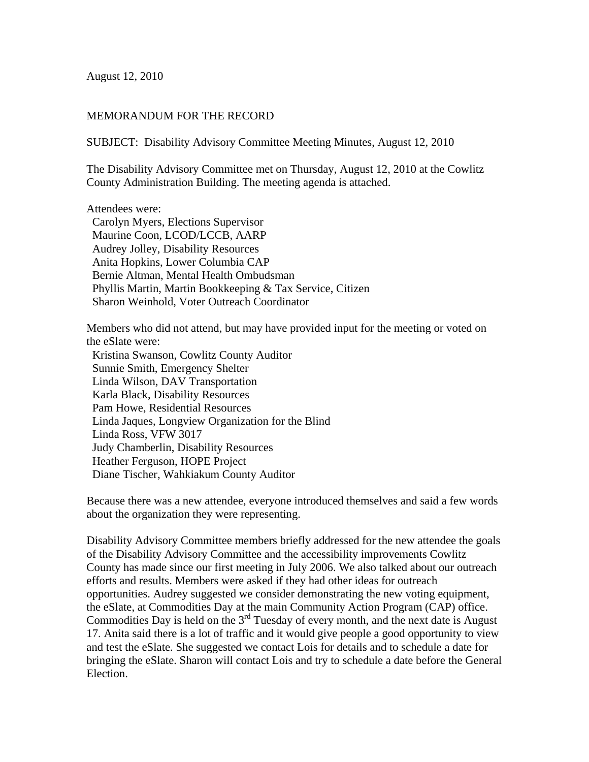August 12, 2010

MEMORANDUM FOR THE RECORD

SUBJECT: Disability Advisory Committee Meeting Minutes, August 12, 2010

The Disability Advisory Committee met on Thursday, August 12, 2010 at the Cowlitz County Administration Building. The meeting agenda is attached.

Attendees were:
- Carolyn Myers, Elections Supervisor
- Maurine Coon, LCOD/LCCB, AARP
- Audrey Jolley, Disability Resources
- Anita Hopkins, Lower Columbia CAP
- Bernie Altman, Mental Health Ombudsman
- Phyllis Martin, Martin Bookkeeping & Tax Service, Citizen
- Sharon Weinhold, Voter Outreach Coordinator

Members who did not attend, but may have provided input for the meeting or voted on the eSlate were:
- Kristina Swanson, Cowlitz County Auditor
- Sunnie Smith, Emergency Shelter
- Linda Wilson, DAV Transportation
- Karla Black, Disability Resources
- Pam Howe, Residential Resources
- Linda Jaques, Longview Organization for the Blind
- Linda Ross, VFW 3017
- Judy Chamberlin, Disability Resources
- Heather Ferguson, HOPE Project
- Diane Tischer, Wahkiakum County Auditor

Because there was a new attendee, everyone introduced themselves and said a few words about the organization they were representing.

Disability Advisory Committee members briefly addressed for the new attendee the goals of the Disability Advisory Committee and the accessibility improvements Cowlitz County has made since our first meeting in July 2006. We also talked about our outreach efforts and results. Members were asked if they had other ideas for outreach opportunities. Audrey suggested we consider demonstrating the new voting equipment, the eSlate, at Commodities Day at the main Community Action Program (CAP) office. Commodities Day is held on the 3rd Tuesday of every month, and the next date is August 17. Anita said there is a lot of traffic and it would give people a good opportunity to view and test the eSlate. She suggested we contact Lois for details and to schedule a date for bringing the eSlate. Sharon will contact Lois and try to schedule a date before the General Election.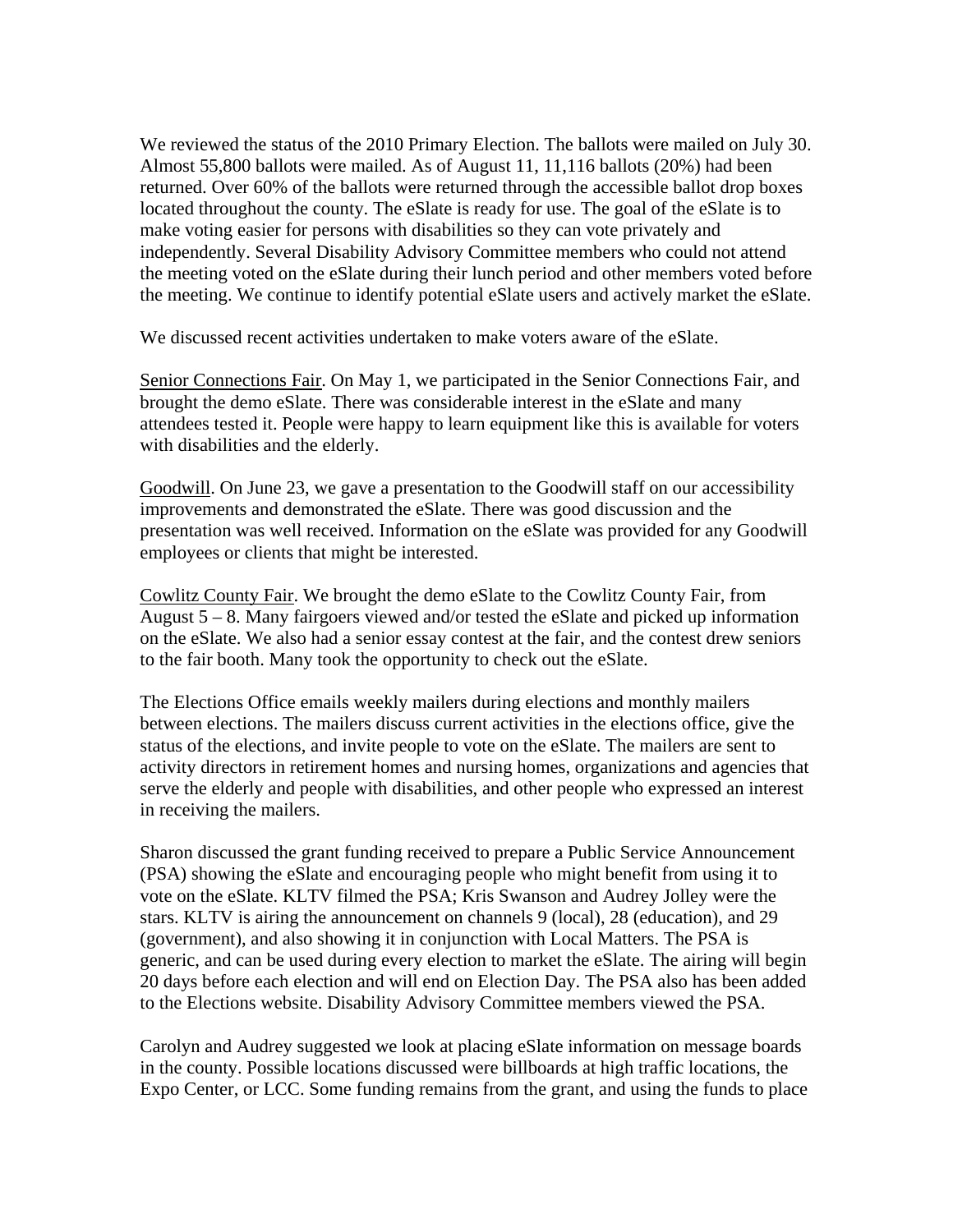We reviewed the status of the 2010 Primary Election. The ballots were mailed on July 30. Almost 55,800 ballots were mailed. As of August 11, 11,116 ballots (20%) had been returned. Over 60% of the ballots were returned through the accessible ballot drop boxes located throughout the county. The eSlate is ready for use. The goal of the eSlate is to make voting easier for persons with disabilities so they can vote privately and independently. Several Disability Advisory Committee members who could not attend the meeting voted on the eSlate during their lunch period and other members voted before the meeting. We continue to identify potential eSlate users and actively market the eSlate.

We discussed recent activities undertaken to make voters aware of the eSlate.

<u>Senior Connections Fair</u>. On May 1, we participated in the Senior Connections Fair, and brought the demo eSlate. There was considerable interest in the eSlate and many attendees tested it. People were happy to learn equipment like this is available for voters with disabilities and the elderly.

<u>Goodwill</u>. On June 23, we gave a presentation to the Goodwill staff on our accessibility improvements and demonstrated the eSlate. There was good discussion and the presentation was well received. Information on the eSlate was provided for any Goodwill employees or clients that might be interested.

<u>Cowlitz County Fair</u>. We brought the demo eSlate to the Cowlitz County Fair, from August 5 – 8. Many fairgoers viewed and/or tested the eSlate and picked up information on the eSlate. We also had a senior essay contest at the fair, and the contest drew seniors to the fair booth. Many took the opportunity to check out the eSlate.

The Elections Office emails weekly mailers during elections and monthly mailers between elections. The mailers discuss current activities in the elections office, give the status of the elections, and invite people to vote on the eSlate. The mailers are sent to activity directors in retirement homes and nursing homes, organizations and agencies that serve the elderly and people with disabilities, and other people who expressed an interest in receiving the mailers.

Sharon discussed the grant funding received to prepare a Public Service Announcement (PSA) showing the eSlate and encouraging people who might benefit from using it to vote on the eSlate. KLTV filmed the PSA; Kris Swanson and Audrey Jolley were the stars. KLTV is airing the announcement on channels 9 (local), 28 (education), and 29 (government), and also showing it in conjunction with Local Matters. The PSA is generic, and can be used during every election to market the eSlate. The airing will begin 20 days before each election and will end on Election Day. The PSA also has been added to the Elections website. Disability Advisory Committee members viewed the PSA.

Carolyn and Audrey suggested we look at placing eSlate information on message boards in the county. Possible locations discussed were billboards at high traffic locations, the Expo Center, or LCC. Some funding remains from the grant, and using the funds to place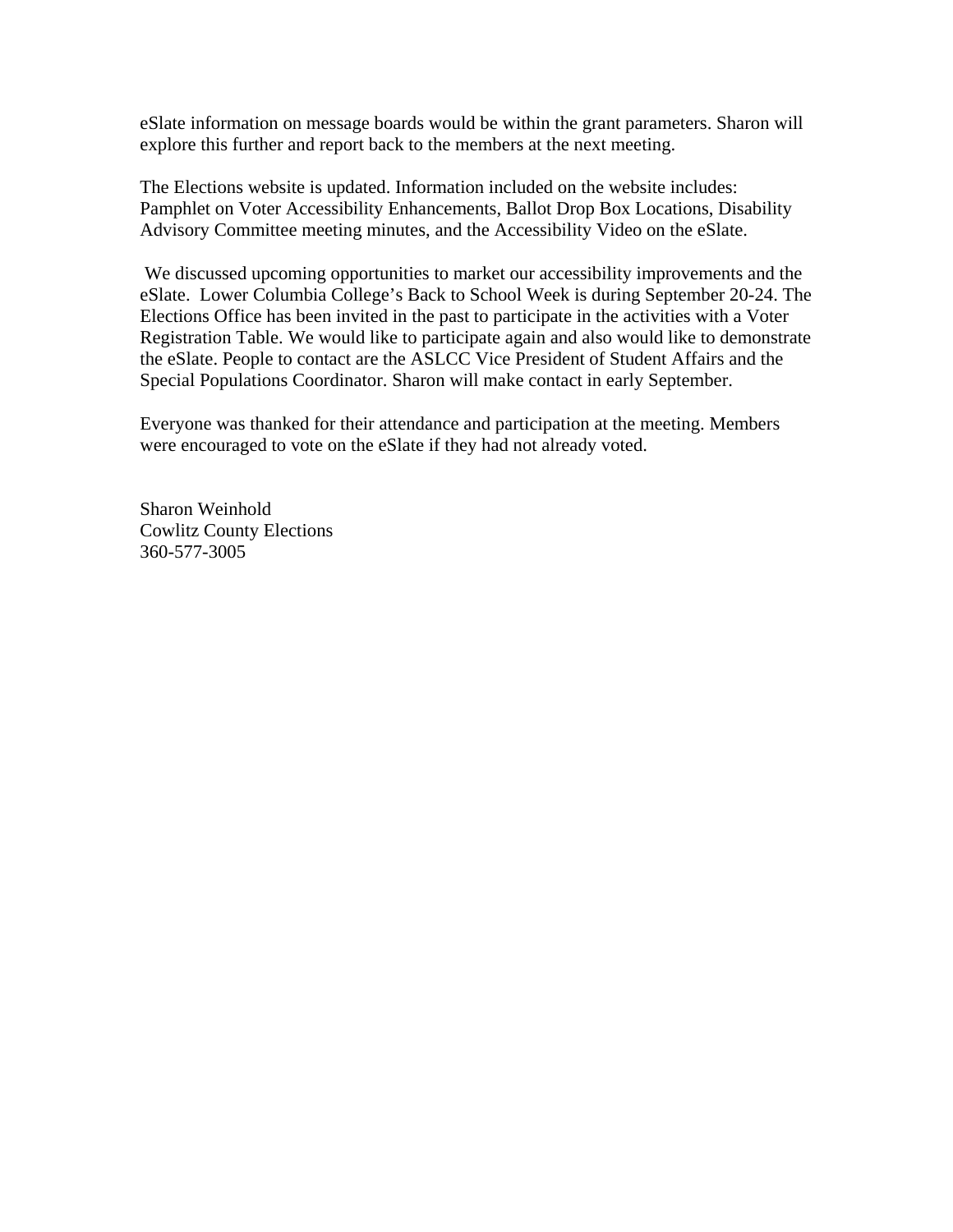eSlate information on message boards would be within the grant parameters. Sharon will explore this further and report back to the members at the next meeting.

The Elections website is updated. Information included on the website includes: Pamphlet on Voter Accessibility Enhancements, Ballot Drop Box Locations, Disability Advisory Committee meeting minutes, and the Accessibility Video on the eSlate.

We discussed upcoming opportunities to market our accessibility improvements and the eSlate. Lower Columbia College's Back to School Week is during September 20-24. The Elections Office has been invited in the past to participate in the activities with a Voter Registration Table. We would like to participate again and also would like to demonstrate the eSlate. People to contact are the ASLCC Vice President of Student Affairs and the Special Populations Coordinator. Sharon will make contact in early September.

Everyone was thanked for their attendance and participation at the meeting. Members were encouraged to vote on the eSlate if they had not already voted.

Sharon Weinhold  
Cowlitz County Elections  
360-577-3005